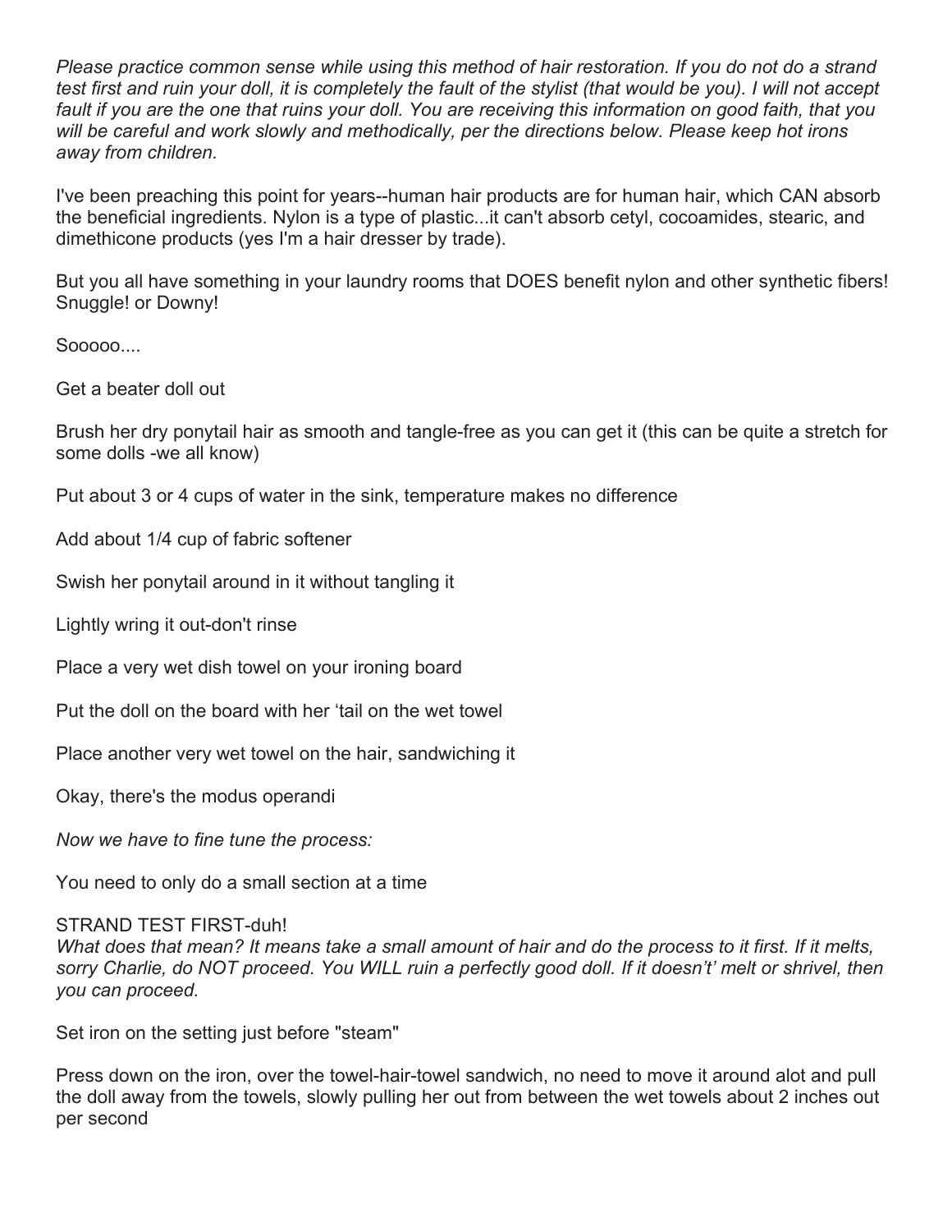*Please practice common sense while using this method of hair restoration. If you do not do a strand test first and ruin your doll, it is completely the fault of the stylist (that would be you). I will not accept fault if you are the one that ruins your doll. You are receiving this information on good faith, that you will be careful and work slowly and methodically, per the directions below. Please keep hot irons away from children.*

I've been preaching this point for years--human hair products are for human hair, which CAN absorb the beneficial ingredients. Nylon is a type of plastic...it can't absorb cetyl, cocoamides, stearic, and dimethicone products (yes I'm a hair dresser by trade).

But you all have something in your laundry rooms that DOES benefit nylon and other synthetic fibers! Snuggle! or Downy!

Sooooo....

Get a beater doll out

Brush her dry ponytail hair as smooth and tangle-free as you can get it (this can be quite a stretch for some dolls -we all know)

Put about 3 or 4 cups of water in the sink, temperature makes no difference

Add about 1/4 cup of fabric softener

Swish her ponytail around in it without tangling it

Lightly wring it out-don't rinse

Place a very wet dish towel on your ironing board

Put the doll on the board with her 'tail on the wet towel

Place another very wet towel on the hair, sandwiching it

Okay, there's the modus operandi

*Now we have to fine tune the process:*

You need to only do a small section at a time

STRAND TEST FIRST-duh!
*What does that mean? It means take a small amount of hair and do the process to it first. If it melts, sorry Charlie, do NOT proceed. You WILL ruin a perfectly good doll. If it doesn't' melt or shrivel, then you can proceed.*

Set iron on the setting just before "steam"

Press down on the iron, over the towel-hair-towel sandwich, no need to move it around alot and pull the doll away from the towels, slowly pulling her out from between the wet towels about 2 inches out per second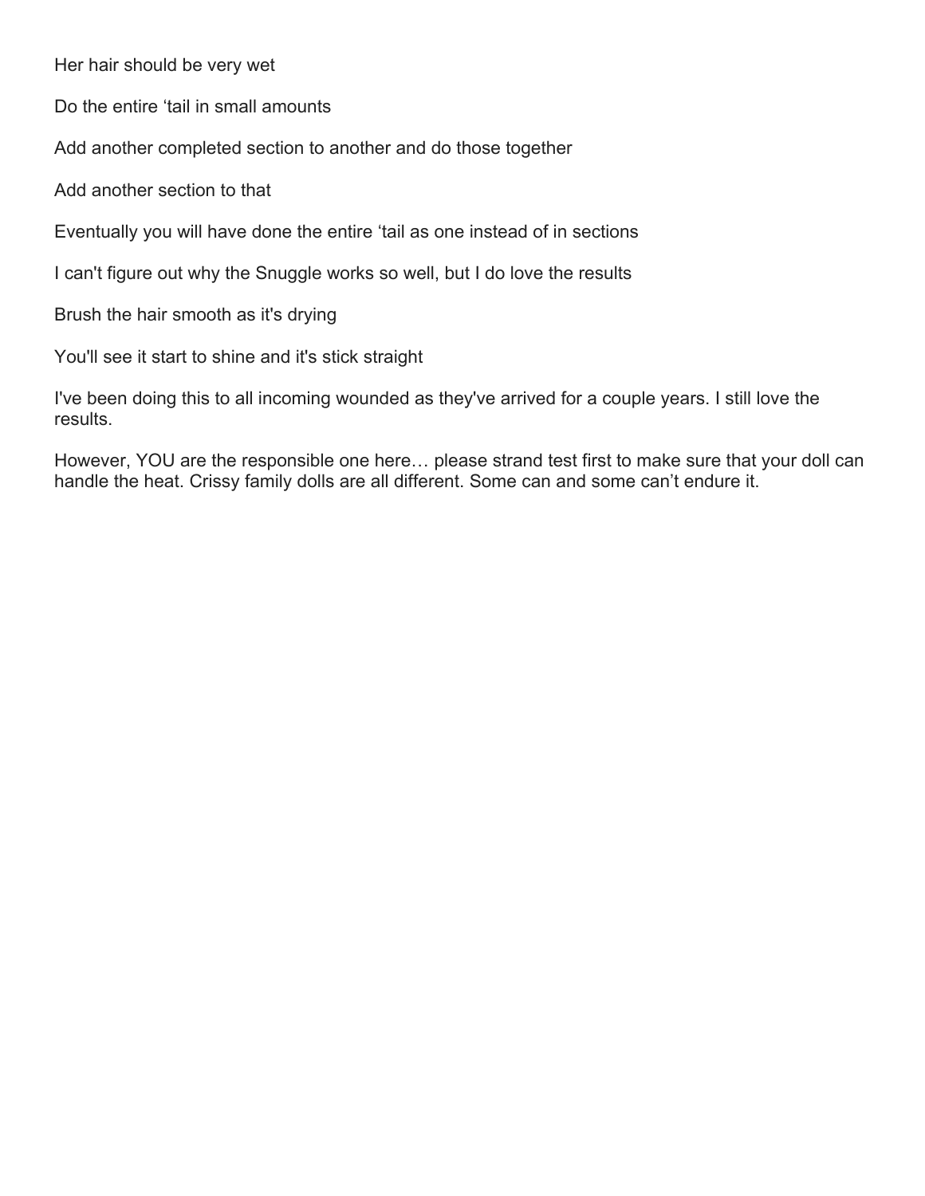Her hair should be very wet

Do the entire ‘tail in small amounts

Add another completed section to another and do those together

Add another section to that

Eventually you will have done the entire ‘tail as one instead of in sections

I can't figure out why the Snuggle works so well, but I do love the results

Brush the hair smooth as it's drying

You'll see it start to shine and it's stick straight

I've been doing this to all incoming wounded as they've arrived for a couple years. I still love the results.

However, YOU are the responsible one here… please strand test first to make sure that your doll can handle the heat. Crissy family dolls are all different. Some can and some can’t endure it.